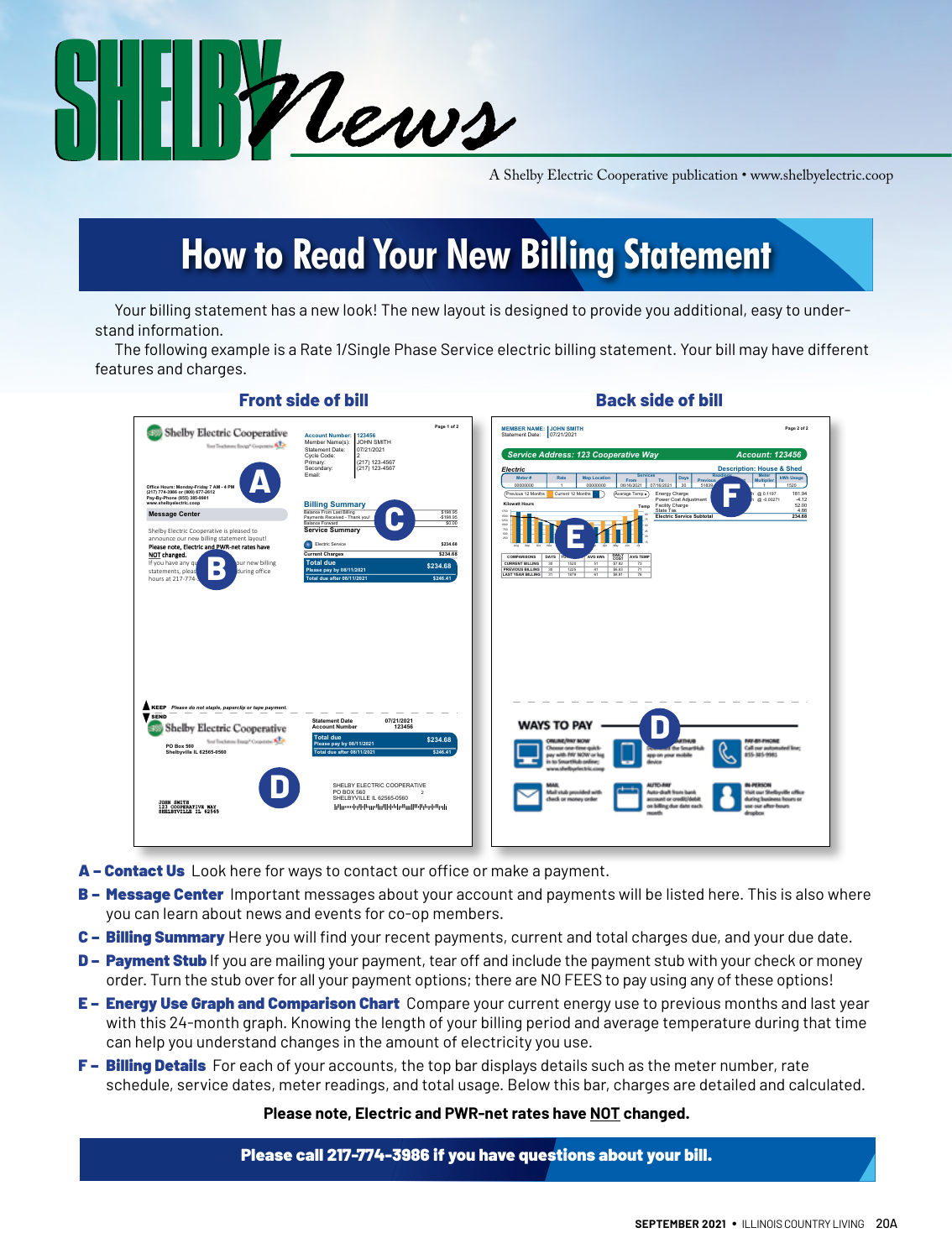# SHELBY News

A Shelby Electric Cooperative publication • www.shelbyelectric.coop

## How to Read Your New Billing Statement

Your billing statement has a new look! The new layout is designed to provide you additional, easy to understand information.

The following example is a Rate 1/Single Phase Service electric billing statement. Your bill may have different features and charges.

**Front side of bill** | **Back side of bill**

**A – Contact Us** Look here for ways to contact our office or make a payment.

**B – Message Center** Important messages about your account and payments will be listed here. This is also where you can learn about news and events for co-op members.

**C – Billing Summary** Here you will find your recent payments, current and total charges due, and your due date.

**D – Payment Stub** If you are mailing your payment, tear off and include the payment stub with your check or money order. Turn the stub over for all your payment options; there are NO FEES to pay using any of these options!

**E – Energy Use Graph and Comparison Chart** Compare your current energy use to previous months and last year with this 24-month graph. Knowing the length of your billing period and average temperature during that time can help you understand changes in the amount of electricity you use.

**F – Billing Details** For each of your accounts, the top bar displays details such as the meter number, rate schedule, service dates, meter readings, and total usage. Below this bar, charges are detailed and calculated.

**Please note, Electric and PWR-net rates have NOT changed.**

**Please call 217-774-3986 if you have questions about your bill.**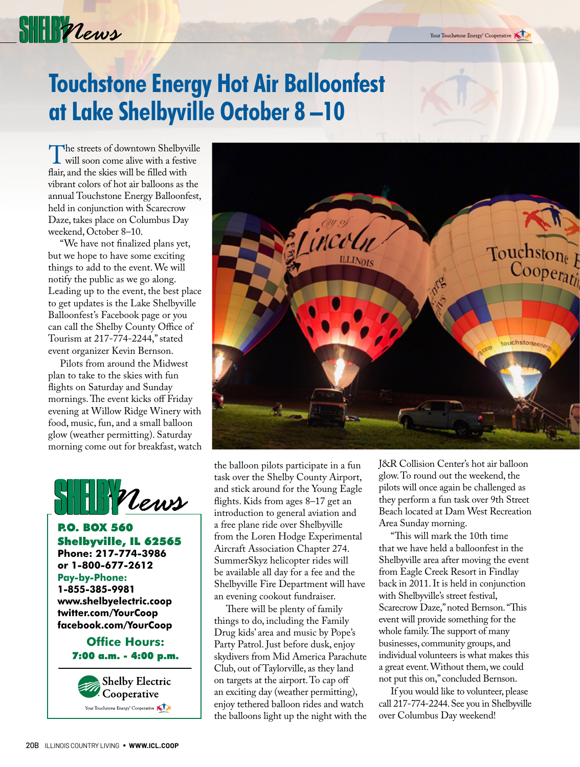# Touchstone Energy Hot Air Balloonfest at Lake Shelbyville October 8–10

The streets of downtown Shelbyville will soon come alive with a festive flair, and the skies will be filled with vibrant colors of hot air balloons as the annual Touchstone Energy Balloonfest, held in conjunction with Scarecrow Daze, takes place on Columbus Day weekend, October 8–10.

"We have not finalized plans yet, but we hope to have some exciting things to add to the event. We will notify the public as we go along. Leading up to the event, the best place to get updates is the Lake Shelbyville Balloonfest's Facebook page or you can call the Shelby County Office of Tourism at 217-774-2244," stated event organizer Kevin Bernson.

Pilots from around the Midwest plan to take to the skies with fun flights on Saturday and Sunday mornings. The event kicks off Friday evening at Willow Ridge Winery with food, music, fun, and a small balloon glow (weather permitting). Saturday morning come out for breakfast, watch the balloon pilots participate in a fun task over the Shelby County Airport, and stick around for the Young Eagle flights. Kids from ages 8–17 get an introduction to general aviation and a free plane ride over Shelbyville from the Loren Hodge Experimental Aircraft Association Chapter 274. SummerSkyz helicopter rides will be available all day for a fee and the Shelbyville Fire Department will have an evening cookout fundraiser.

There will be plenty of family things to do, including the Family Drug kids' area and music by Pope's Party Patrol. Just before dusk, enjoy skydivers from Mid America Parachute Club, out of Taylorville, as they land on targets at the airport. To cap off an exciting day (weather permitting), enjoy tethered balloon rides and watch the balloons light up the night with the J&R Collision Center's hot air balloon glow. To round out the weekend, the pilots will once again be challenged as they perform a fun task over 9th Street Beach located at Dam West Recreation Area Sunday morning.

"This will mark the 10th time that we have held a balloonfest in the Shelbyville area after moving the event from Eagle Creek Resort in Findlay back in 2011. It is held in conjunction with Shelbyville's street festival, Scarecrow Daze," noted Bernson. "This event will provide something for the whole family. The support of many businesses, community groups, and individual volunteers is what makes this a great event. Without them, we could not put this on," concluded Bernson.

If you would like to volunteer, please call 217-774-2244. See you in Shelbyville over Columbus Day weekend!

**SHELBY News**

**P.O. BOX 560**
**Shelbyville, IL 62565**
**Phone: 217-774-3986**
**or 1-800-677-2612**
**Pay-by-Phone:**
**1-855-385-9981**
**www.shelbyelectric.coop**
**twitter.com/YourCoop**
**facebook.com/YourCoop**

**Office Hours:**
**7:00 a.m. - 4:00 p.m.**

Shelby Electric Cooperative
Your Touchstone Energy® Cooperative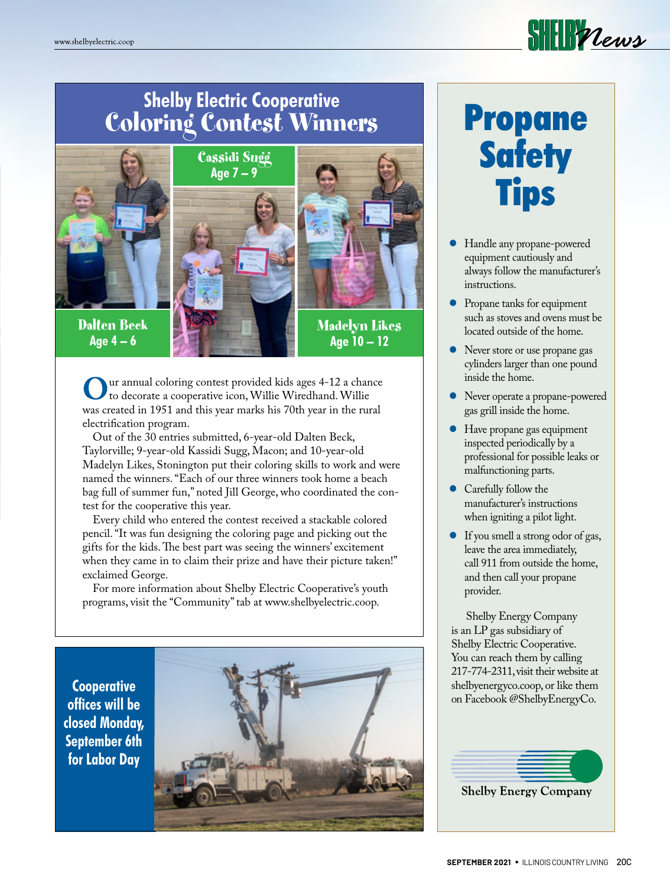# Shelby Electric Cooperative Coloring Contest Winners

**Dalten Beck**
Age 4 – 6

**Cassidi Sugg**
Age 7 – 9

**Madelyn Likes**
Age 10 – 12

Our annual coloring contest provided kids ages 4-12 a chance to decorate a cooperative icon, Willie Wiredhand. Willie was created in 1951 and this year marks his 70th year in the rural electrification program.

Out of the 30 entries submitted, 6-year-old Dalten Beck, Taylorville; 9-year-old Kassidi Sugg, Macon; and 10-year-old Madelyn Likes, Stonington put their coloring skills to work and were named the winners. "Each of our three winners took home a beach bag full of summer fun," noted Jill George, who coordinated the contest for the cooperative this year.

Every child who entered the contest received a stackable colored pencil. "It was fun designing the coloring page and picking out the gifts for the kids. The best part was seeing the winners' excitement when they came in to claim their prize and have their picture taken!" exclaimed George.

For more information about Shelby Electric Cooperative's youth programs, visit the "Community" tab at www.shelbyelectric.coop.

**Cooperative offices will be closed Monday, September 6th for Labor Day**

# Propane Safety Tips

- Handle any propane-powered equipment cautiously and always follow the manufacturer's instructions.
- Propane tanks for equipment such as stoves and ovens must be located outside of the home.
- Never store or use propane gas cylinders larger than one pound inside the home.
- Never operate a propane-powered gas grill inside the home.
- Have propane gas equipment inspected periodically by a professional for possible leaks or malfunctioning parts.
- Carefully follow the manufacturer's instructions when igniting a pilot light.
- If you smell a strong odor of gas, leave the area immediately, call 911 from outside the home, and then call your propane provider.

Shelby Energy Company is an LP gas subsidiary of Shelby Electric Cooperative. You can reach them by calling 217-774-2311, visit their website at shelbyenergyco.coop, or like them on Facebook @ShelbyEnergyCo.

Shelby Energy Company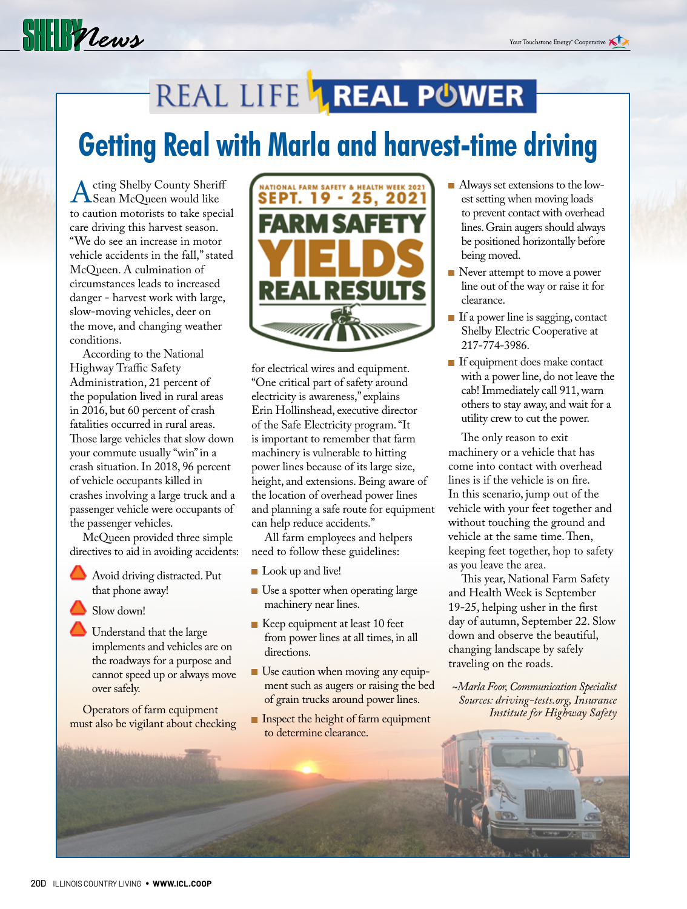# REAL LIFE REAL POWER

## Getting Real with Marla and harvest-time driving

Acting Shelby County Sheriff Sean McQueen would like to caution motorists to take special care driving this harvest season. "We do see an increase in motor vehicle accidents in the fall," stated McQueen. A culmination of circumstances leads to increased danger - harvest work with large, slow-moving vehicles, deer on the move, and changing weather conditions.

According to the National Highway Traffic Safety Administration, 21 percent of the population lived in rural areas in 2016, but 60 percent of crash fatalities occurred in rural areas. Those large vehicles that slow down your commute usually "win" in a crash situation. In 2018, 96 percent of vehicle occupants killed in crashes involving a large truck and a passenger vehicle were occupants of the passenger vehicles.

McQueen provided three simple directives to aid in avoiding accidents:

- Avoid driving distracted. Put that phone away!
- Slow down!
- Understand that the large implements and vehicles are on the roadways for a purpose and cannot speed up or always move over safely.

NATIONAL FARM SAFETY & HEALTH WEEK 2021
SEPT. 19 - 25, 2021
FARM SAFETY YIELDS REAL RESULTS

Operators of farm equipment must also be vigilant about checking for electrical wires and equipment. "One critical part of safety around electricity is awareness," explains Erin Hollinshead, executive director of the Safe Electricity program. "It is important to remember that farm machinery is vulnerable to hitting power lines because of its large size, height, and extensions. Being aware of the location of overhead power lines and planning a safe route for equipment can help reduce accidents."

All farm employees and helpers need to follow these guidelines:

- Look up and live!
- Use a spotter when operating large machinery near lines.
- Keep equipment at least 10 feet from power lines at all times, in all directions.
- Use caution when moving any equipment such as augers or raising the bed of grain trucks around power lines.
- Inspect the height of farm equipment to determine clearance.
- Always set extensions to the lowest setting when moving loads to prevent contact with overhead lines. Grain augers should always be positioned horizontally before being moved.
- Never attempt to move a power line out of the way or raise it for clearance.
- If a power line is sagging, contact Shelby Electric Cooperative at 217-774-3986.
- If equipment does make contact with a power line, do not leave the cab! Immediately call 911, warn others to stay away, and wait for a utility crew to cut the power.

The only reason to exit machinery or a vehicle that has come into contact with overhead lines is if the vehicle is on fire. In this scenario, jump out of the vehicle with your feet together and without touching the ground and vehicle at the same time. Then, keeping feet together, hop to safety as you leave the area.

This year, National Farm Safety and Health Week is September 19-25, helping usher in the first day of autumn, September 22. Slow down and observe the beautiful, changing landscape by safely traveling on the roads.

*~Marla Foor, Communication Specialist*
*Sources: driving-tests.org, Insurance Institute for Highway Safety*